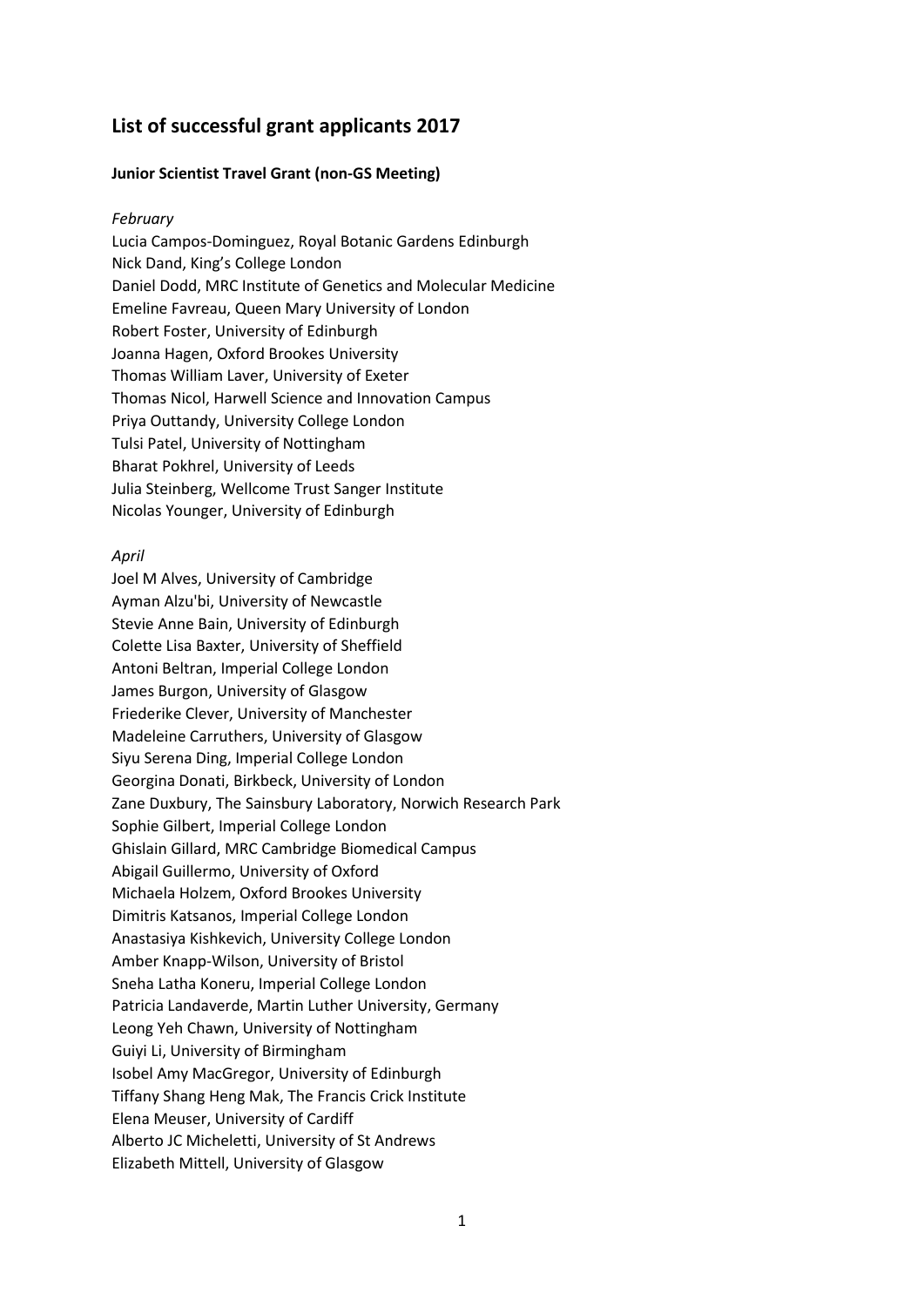# List of successful grant applicants 2017

### Junior Scientist Travel Grant (non-GS Meeting)

*February*

Lucia Campos-Dominguez, Royal Botanic Gardens Edinburgh
Nick Dand, King's College London
Daniel Dodd, MRC Institute of Genetics and Molecular Medicine
Emeline Favreau, Queen Mary University of London
Robert Foster, University of Edinburgh
Joanna Hagen, Oxford Brookes University
Thomas William Laver, University of Exeter
Thomas Nicol, Harwell Science and Innovation Campus
Priya Outtandy, University College London
Tulsi Patel, University of Nottingham
Bharat Pokhrel, University of Leeds
Julia Steinberg, Wellcome Trust Sanger Institute
Nicolas Younger, University of Edinburgh

*April*

Joel M Alves, University of Cambridge
Ayman Alzu'bi, University of Newcastle
Stevie Anne Bain, University of Edinburgh
Colette Lisa Baxter, University of Sheffield
Antoni Beltran, Imperial College London
James Burgon, University of Glasgow
Friederike Clever, University of Manchester
Madeleine Carruthers, University of Glasgow
Siyu Serena Ding, Imperial College London
Georgina Donati, Birkbeck, University of London
Zane Duxbury, The Sainsbury Laboratory, Norwich Research Park
Sophie Gilbert, Imperial College London
Ghislain Gillard, MRC Cambridge Biomedical Campus
Abigail Guillermo, University of Oxford
Michaela Holzem, Oxford Brookes University
Dimitris Katsanos, Imperial College London
Anastasiya Kishkevich, University College London
Amber Knapp-Wilson, University of Bristol
Sneha Latha Koneru, Imperial College London
Patricia Landaverde, Martin Luther University, Germany
Leong Yeh Chawn, University of Nottingham
Guiyi Li, University of Birmingham
Isobel Amy MacGregor, University of Edinburgh
Tiffany Shang Heng Mak, The Francis Crick Institute
Elena Meuser, University of Cardiff
Alberto JC Micheletti, University of St Andrews
Elizabeth Mittell, University of Glasgow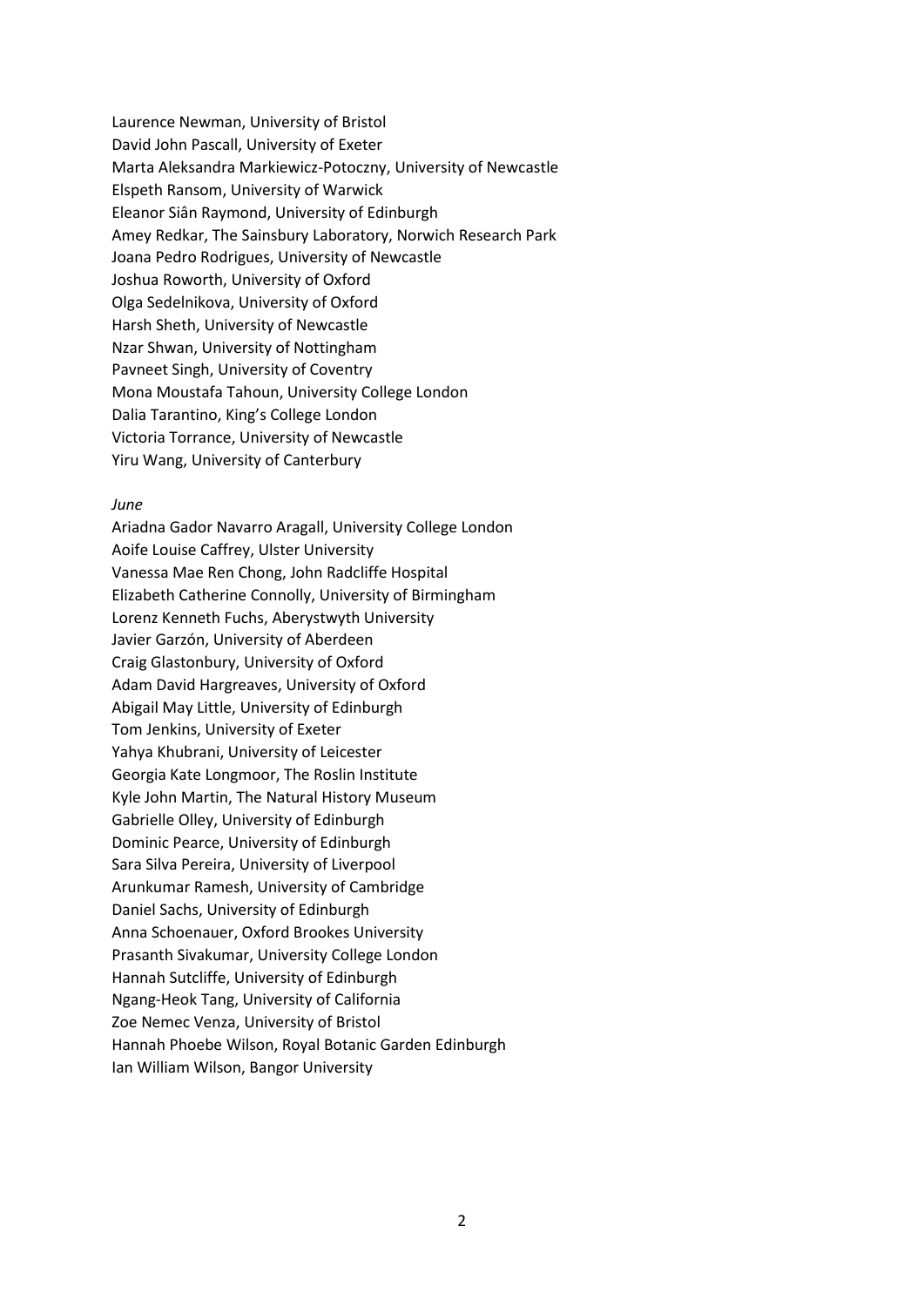Laurence Newman, University of Bristol
David John Pascall, University of Exeter
Marta Aleksandra Markiewicz-Potoczny, University of Newcastle
Elspeth Ransom, University of Warwick
Eleanor Siân Raymond, University of Edinburgh
Amey Redkar, The Sainsbury Laboratory, Norwich Research Park
Joana Pedro Rodrigues, University of Newcastle
Joshua Roworth, University of Oxford
Olga Sedelnikova, University of Oxford
Harsh Sheth, University of Newcastle
Nzar Shwan, University of Nottingham
Pavneet Singh, University of Coventry
Mona Moustafa Tahoun, University College London
Dalia Tarantino, King's College London
Victoria Torrance, University of Newcastle
Yiru Wang, University of Canterbury

*June*

Ariadna Gador Navarro Aragall, University College London
Aoife Louise Caffrey, Ulster University
Vanessa Mae Ren Chong, John Radcliffe Hospital
Elizabeth Catherine Connolly, University of Birmingham
Lorenz Kenneth Fuchs, Aberystwyth University
Javier Garzón, University of Aberdeen
Craig Glastonbury, University of Oxford
Adam David Hargreaves, University of Oxford
Abigail May Little, University of Edinburgh
Tom Jenkins, University of Exeter
Yahya Khubrani, University of Leicester
Georgia Kate Longmoor, The Roslin Institute
Kyle John Martin, The Natural History Museum
Gabrielle Olley, University of Edinburgh
Dominic Pearce, University of Edinburgh
Sara Silva Pereira, University of Liverpool
Arunkumar Ramesh, University of Cambridge
Daniel Sachs, University of Edinburgh
Anna Schoenauer, Oxford Brookes University
Prasanth Sivakumar, University College London
Hannah Sutcliffe, University of Edinburgh
Ngang-Heok Tang, University of California
Zoe Nemec Venza, University of Bristol
Hannah Phoebe Wilson, Royal Botanic Garden Edinburgh
Ian William Wilson, Bangor University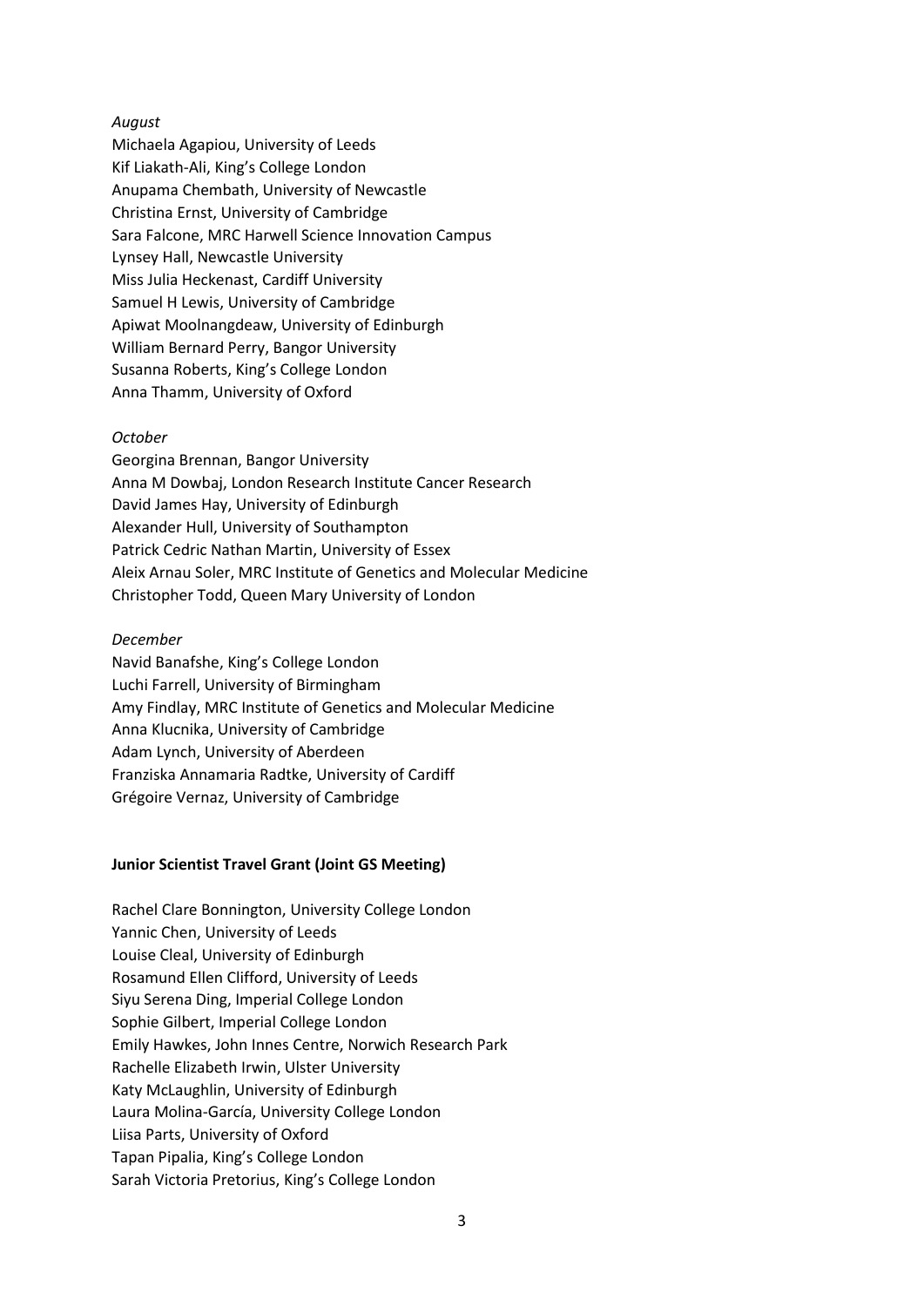*August*

Michaela Agapiou, University of Leeds
Kif Liakath-Ali, King's College London
Anupama Chembath, University of Newcastle
Christina Ernst, University of Cambridge
Sara Falcone, MRC Harwell Science Innovation Campus
Lynsey Hall, Newcastle University
Miss Julia Heckenast, Cardiff University
Samuel H Lewis, University of Cambridge
Apiwat Moolnangdeaw, University of Edinburgh
William Bernard Perry, Bangor University
Susanna Roberts, King's College London
Anna Thamm, University of Oxford

*October*

Georgina Brennan, Bangor University
Anna M Dowbaj, London Research Institute Cancer Research
David James Hay, University of Edinburgh
Alexander Hull, University of Southampton
Patrick Cedric Nathan Martin, University of Essex
Aleix Arnau Soler, MRC Institute of Genetics and Molecular Medicine
Christopher Todd, Queen Mary University of London

*December*

Navid Banafshe, King's College London
Luchi Farrell, University of Birmingham
Amy Findlay, MRC Institute of Genetics and Molecular Medicine
Anna Klucnika, University of Cambridge
Adam Lynch, University of Aberdeen
Franziska Annamaria Radtke, University of Cardiff
Grégoire Vernaz, University of Cambridge

**Junior Scientist Travel Grant (Joint GS Meeting)**

Rachel Clare Bonnington, University College London
Yannic Chen, University of Leeds
Louise Cleal, University of Edinburgh
Rosamund Ellen Clifford, University of Leeds
Siyu Serena Ding, Imperial College London
Sophie Gilbert, Imperial College London
Emily Hawkes, John Innes Centre, Norwich Research Park
Rachelle Elizabeth Irwin, Ulster University
Katy McLaughlin, University of Edinburgh
Laura Molina-García, University College London
Liisa Parts, University of Oxford
Tapan Pipalia, King's College London
Sarah Victoria Pretorius, King's College London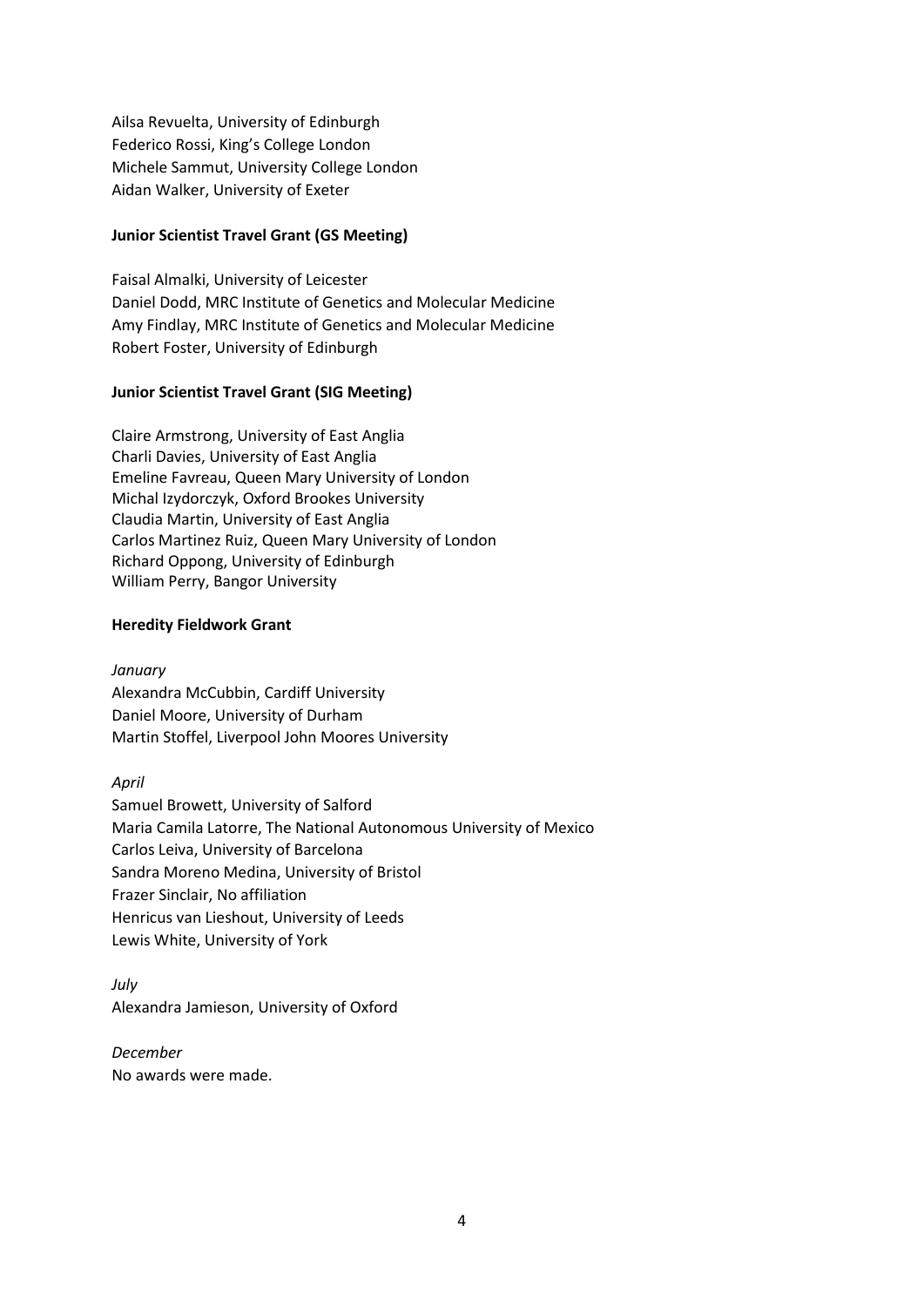Ailsa Revuelta, University of Edinburgh
Federico Rossi, King's College London
Michele Sammut, University College London
Aidan Walker, University of Exeter

**Junior Scientist Travel Grant (GS Meeting)**

Faisal Almalki, University of Leicester
Daniel Dodd, MRC Institute of Genetics and Molecular Medicine
Amy Findlay, MRC Institute of Genetics and Molecular Medicine
Robert Foster, University of Edinburgh

**Junior Scientist Travel Grant (SIG Meeting)**

Claire Armstrong, University of East Anglia
Charli Davies, University of East Anglia
Emeline Favreau, Queen Mary University of London
Michal Izydorczyk, Oxford Brookes University
Claudia Martin, University of East Anglia
Carlos Martinez Ruiz, Queen Mary University of London
Richard Oppong, University of Edinburgh
William Perry, Bangor University

**Heredity Fieldwork Grant**

*January*
Alexandra McCubbin, Cardiff University
Daniel Moore, University of Durham
Martin Stoffel, Liverpool John Moores University

*April*
Samuel Browett, University of Salford
Maria Camila Latorre, The National Autonomous University of Mexico
Carlos Leiva, University of Barcelona
Sandra Moreno Medina, University of Bristol
Frazer Sinclair, No affiliation
Henricus van Lieshout, University of Leeds
Lewis White, University of York

*July*
Alexandra Jamieson, University of Oxford

*December*
No awards were made.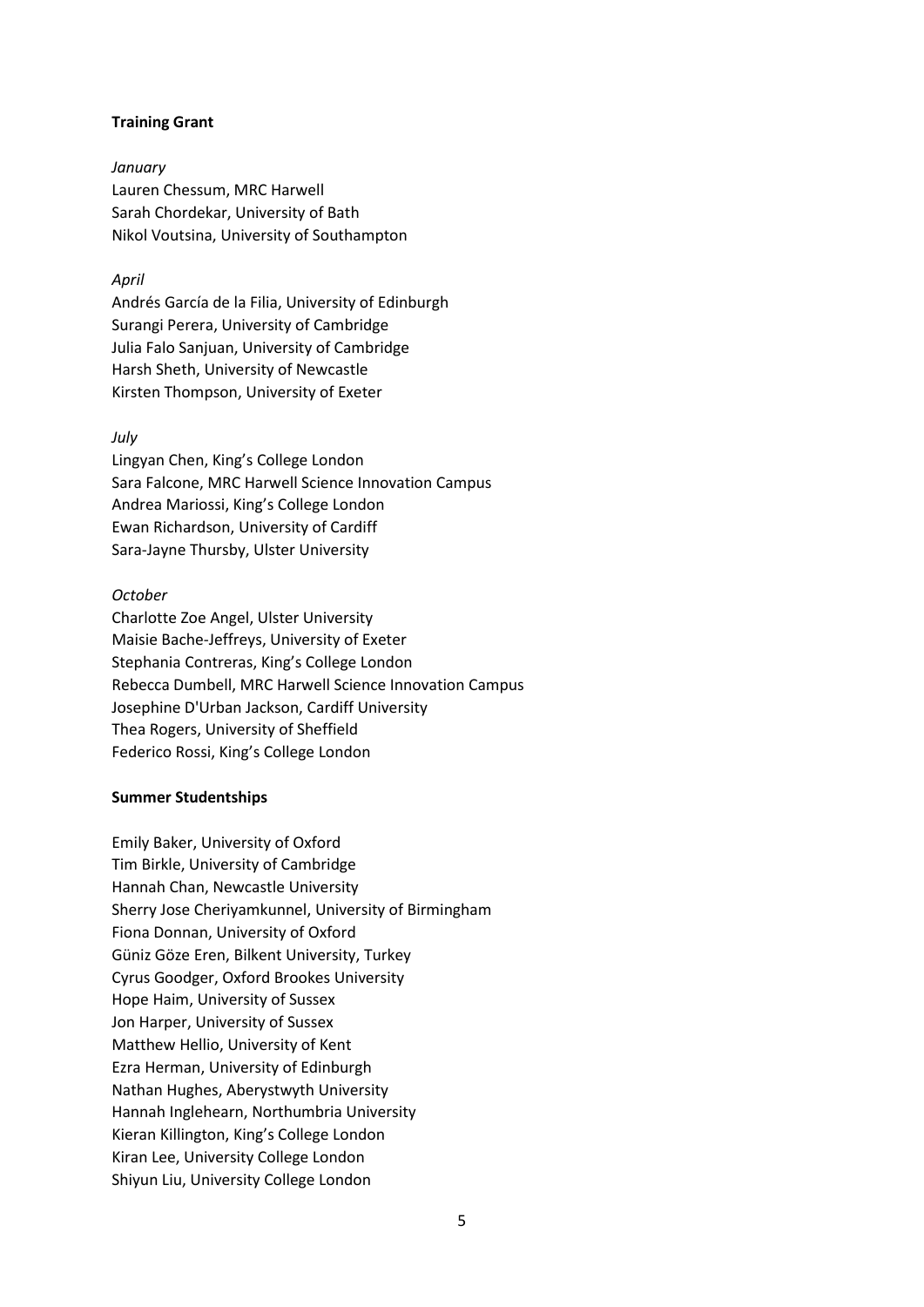**Training Grant**

*January*

Lauren Chessum, MRC Harwell
Sarah Chordekar, University of Bath
Nikol Voutsina, University of Southampton

*April*

Andrés García de la Filia, University of Edinburgh
Surangi Perera, University of Cambridge
Julia Falo Sanjuan, University of Cambridge
Harsh Sheth, University of Newcastle
Kirsten Thompson, University of Exeter

*July*

Lingyan Chen, King's College London
Sara Falcone, MRC Harwell Science Innovation Campus
Andrea Mariossi, King's College London
Ewan Richardson, University of Cardiff
Sara-Jayne Thursby, Ulster University

*October*

Charlotte Zoe Angel, Ulster University
Maisie Bache-Jeffreys, University of Exeter
Stephania Contreras, King's College London
Rebecca Dumbell, MRC Harwell Science Innovation Campus
Josephine D'Urban Jackson, Cardiff University
Thea Rogers, University of Sheffield
Federico Rossi, King's College London

**Summer Studentships**

Emily Baker, University of Oxford
Tim Birkle, University of Cambridge
Hannah Chan, Newcastle University
Sherry Jose Cheriyamkunnel, University of Birmingham
Fiona Donnan, University of Oxford
Güniz Göze Eren, Bilkent University, Turkey
Cyrus Goodger, Oxford Brookes University
Hope Haim, University of Sussex
Jon Harper, University of Sussex
Matthew Hellio, University of Kent
Ezra Herman, University of Edinburgh
Nathan Hughes, Aberystwyth University
Hannah Inglehearn, Northumbria University
Kieran Killington, King's College London
Kiran Lee, University College London
Shiyun Liu, University College London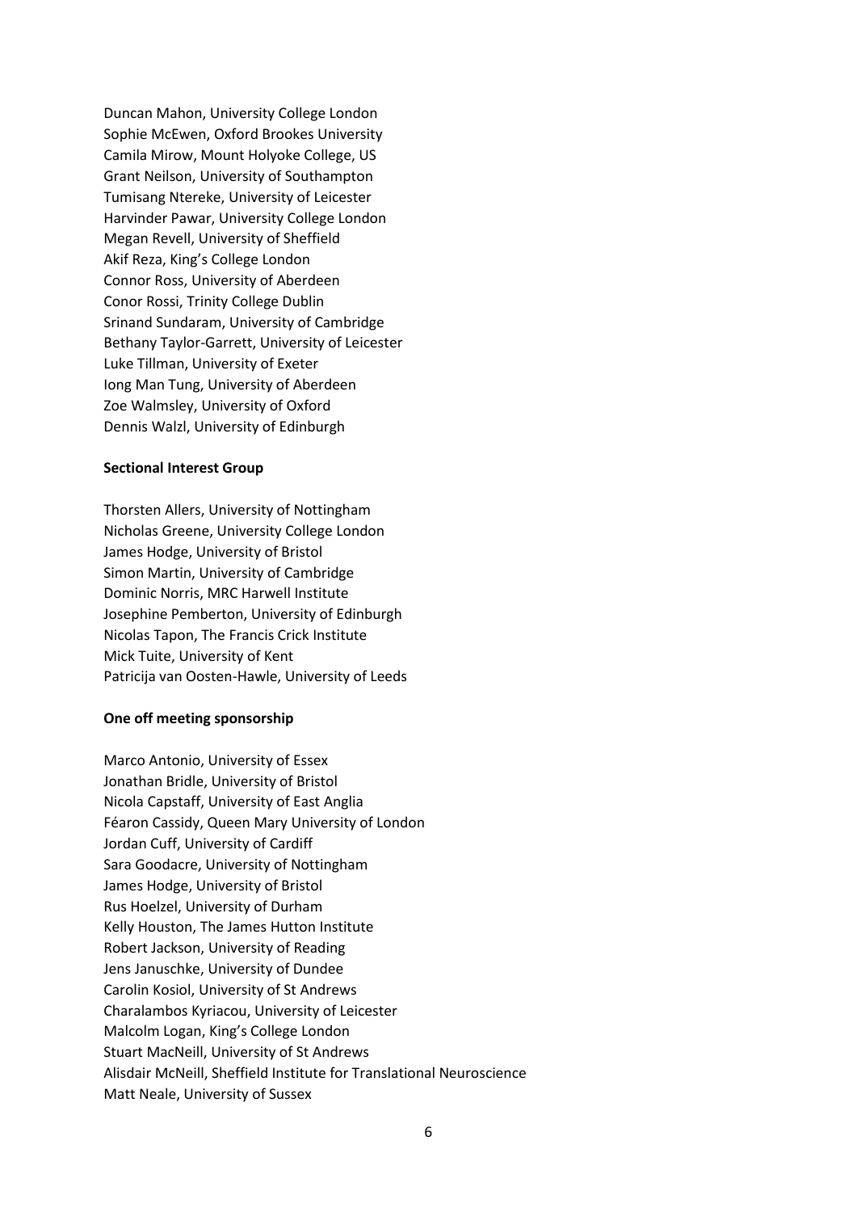Duncan Mahon, University College London
Sophie McEwen, Oxford Brookes University
Camila Mirow, Mount Holyoke College, US
Grant Neilson, University of Southampton
Tumisang Ntereke, University of Leicester
Harvinder Pawar, University College London
Megan Revell, University of Sheffield
Akif Reza, King's College London
Connor Ross, University of Aberdeen
Conor Rossi, Trinity College Dublin
Srinand Sundaram, University of Cambridge
Bethany Taylor-Garrett, University of Leicester
Luke Tillman, University of Exeter
Iong Man Tung, University of Aberdeen
Zoe Walmsley, University of Oxford
Dennis Walzl, University of Edinburgh

**Sectional Interest Group**

Thorsten Allers, University of Nottingham
Nicholas Greene, University College London
James Hodge, University of Bristol
Simon Martin, University of Cambridge
Dominic Norris, MRC Harwell Institute
Josephine Pemberton, University of Edinburgh
Nicolas Tapon, The Francis Crick Institute
Mick Tuite, University of Kent
Patricija van Oosten-Hawle, University of Leeds

**One off meeting sponsorship**

Marco Antonio, University of Essex
Jonathan Bridle, University of Bristol
Nicola Capstaff, University of East Anglia
Féaron Cassidy, Queen Mary University of London
Jordan Cuff, University of Cardiff
Sara Goodacre, University of Nottingham
James Hodge, University of Bristol
Rus Hoelzel, University of Durham
Kelly Houston, The James Hutton Institute
Robert Jackson, University of Reading
Jens Januschke, University of Dundee
Carolin Kosiol, University of St Andrews
Charalambos Kyriacou, University of Leicester
Malcolm Logan, King's College London
Stuart MacNeill, University of St Andrews
Alisdair McNeill, Sheffield Institute for Translational Neuroscience
Matt Neale, University of Sussex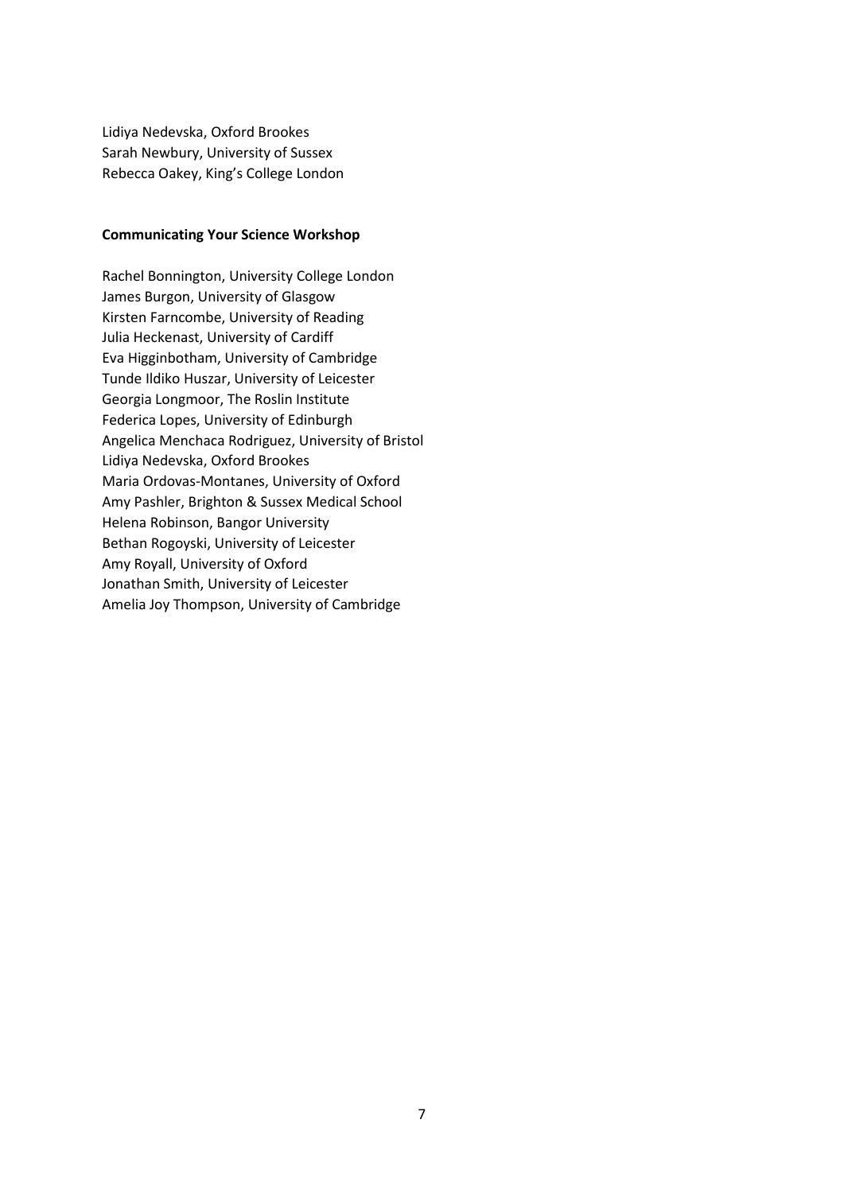Lidiya Nedevska, Oxford Brookes
Sarah Newbury, University of Sussex
Rebecca Oakey, King's College London

**Communicating Your Science Workshop**

Rachel Bonnington, University College London
James Burgon, University of Glasgow
Kirsten Farncombe, University of Reading
Julia Heckenast, University of Cardiff
Eva Higginbotham, University of Cambridge
Tunde Ildiko Huszar, University of Leicester
Georgia Longmoor, The Roslin Institute
Federica Lopes, University of Edinburgh
Angelica Menchaca Rodriguez, University of Bristol
Lidiya Nedevska, Oxford Brookes
Maria Ordovas-Montanes, University of Oxford
Amy Pashler, Brighton & Sussex Medical School
Helena Robinson, Bangor University
Bethan Rogoyski, University of Leicester
Amy Royall, University of Oxford
Jonathan Smith, University of Leicester
Amelia Joy Thompson, University of Cambridge